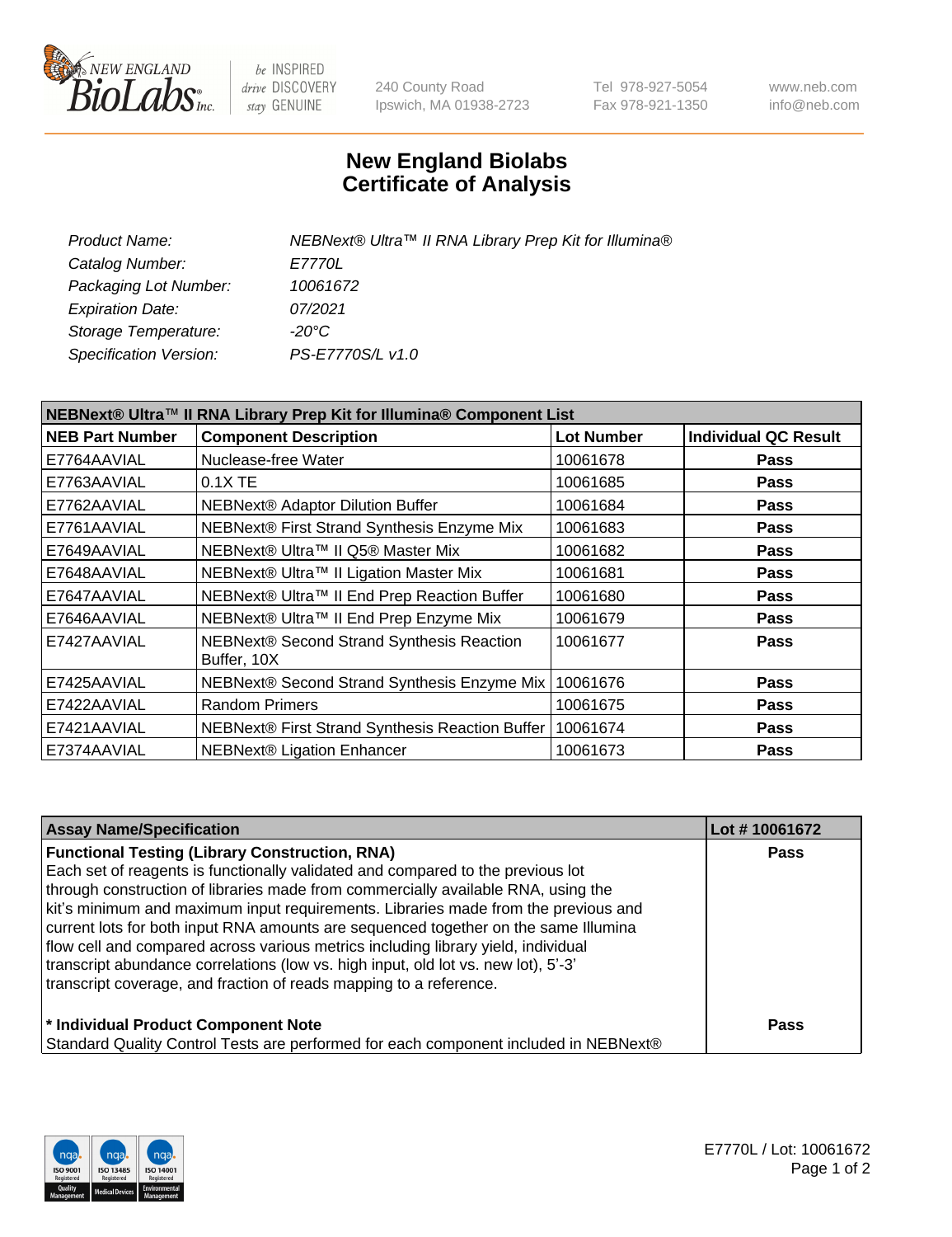240 County Road
Ipswich, MA 01938-2723

Tel 978-927-5054
Fax 978-921-1350

www.neb.com
info@neb.com

# New England Biolabs
# Certificate of Analysis

| | |
|---|---|
| *Product Name:* | *NEBNext® Ultra™ II RNA Library Prep Kit for Illumina®* |
| *Catalog Number:* | *E7770L* |
| *Packaging Lot Number:* | *10061672* |
| *Expiration Date:* | *07/2021* |
| *Storage Temperature:* | *-20°C* |
| *Specification Version:* | *PS-E7770S/L v1.0* |

| NEBNext® Ultra™ II RNA Library Prep Kit for Illumina® Component List | | | |
|---|---|---|---|
| **NEB Part Number** | **Component Description** | **Lot Number** | **Individual QC Result** |
| E7764AAVIAL | Nuclease-free Water | 10061678 | **Pass** |
| E7763AAVIAL | 0.1X TE | 10061685 | **Pass** |
| E7762AAVIAL | NEBNext® Adaptor Dilution Buffer | 10061684 | **Pass** |
| E7761AAVIAL | NEBNext® First Strand Synthesis Enzyme Mix | 10061683 | **Pass** |
| E7649AAVIAL | NEBNext® Ultra™ II Q5® Master Mix | 10061682 | **Pass** |
| E7648AAVIAL | NEBNext® Ultra™ II Ligation Master Mix | 10061681 | **Pass** |
| E7647AAVIAL | NEBNext® Ultra™ II End Prep Reaction Buffer | 10061680 | **Pass** |
| E7646AAVIAL | NEBNext® Ultra™ II End Prep Enzyme Mix | 10061679 | **Pass** |
| E7427AAVIAL | NEBNext® Second Strand Synthesis Reaction Buffer, 10X | 10061677 | **Pass** |
| E7425AAVIAL | NEBNext® Second Strand Synthesis Enzyme Mix | 10061676 | **Pass** |
| E7422AAVIAL | Random Primers | 10061675 | **Pass** |
| E7421AAVIAL | NEBNext® First Strand Synthesis Reaction Buffer | 10061674 | **Pass** |
| E7374AAVIAL | NEBNext® Ligation Enhancer | 10061673 | **Pass** |

| Assay Name/Specification | Lot # 10061672 |
|---|---|
| **Functional Testing (Library Construction, RNA)**<br>Each set of reagents is functionally validated and compared to the previous lot through construction of libraries made from commercially available RNA, using the kit's minimum and maximum input requirements. Libraries made from the previous and current lots for both input RNA amounts are sequenced together on the same Illumina flow cell and compared across various metrics including library yield, individual transcript abundance correlations (low vs. high input, old lot vs. new lot), 5'-3' transcript coverage, and fraction of reads mapping to a reference. | **Pass** |
| **\* Individual Product Component Note**<br>Standard Quality Control Tests are performed for each component included in NEBNext® | **Pass** |

E7770L / Lot: 10061672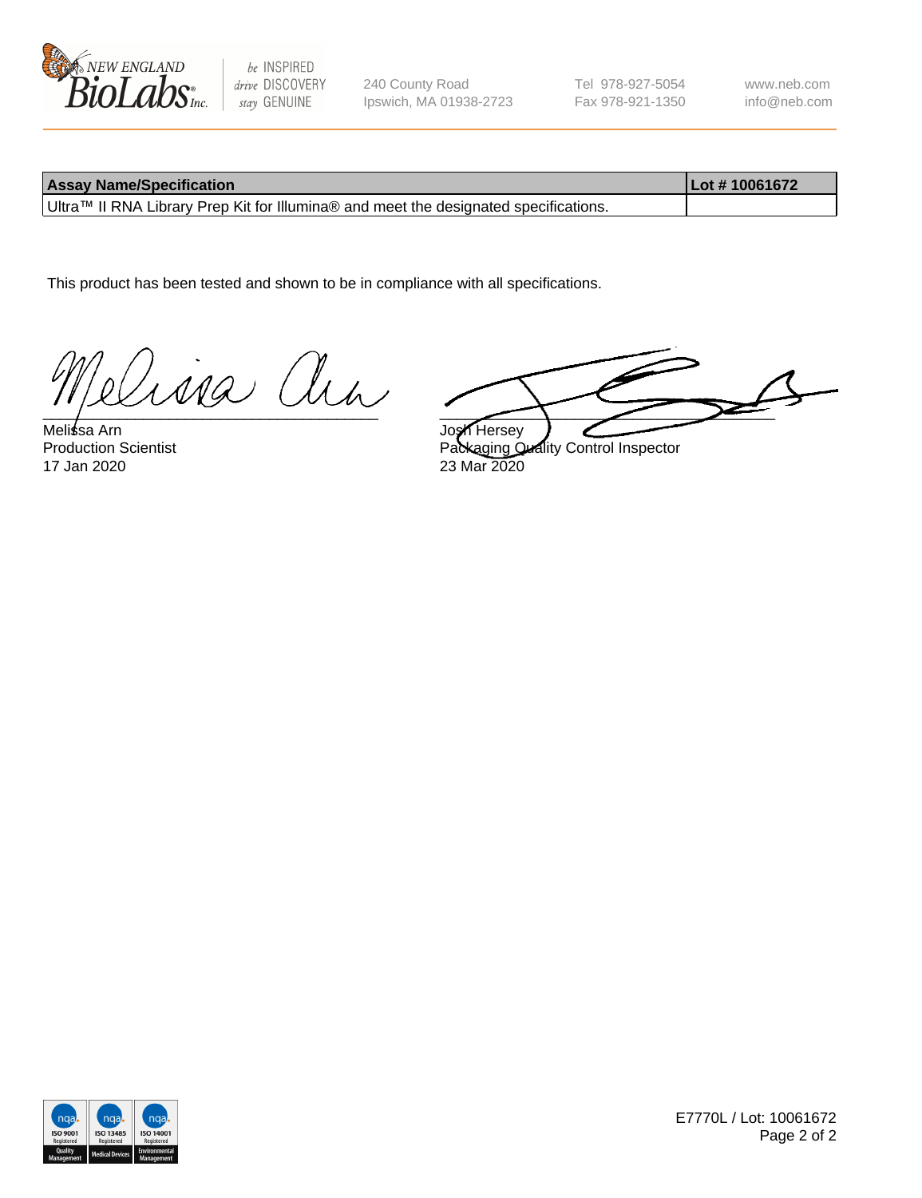| Assay Name/Specification | Lot # 10061672 |
| --- | --- |
| Ultra™ II RNA Library Prep Kit for Illumina® and meet the designated specifications. | |

This product has been tested and shown to be in compliance with all specifications.

Melissa Arn
Production Scientist
17 Jan 2020

Josh Hersey
Packaging Quality Control Inspector
23 Mar 2020

E7770L / Lot: 10061672